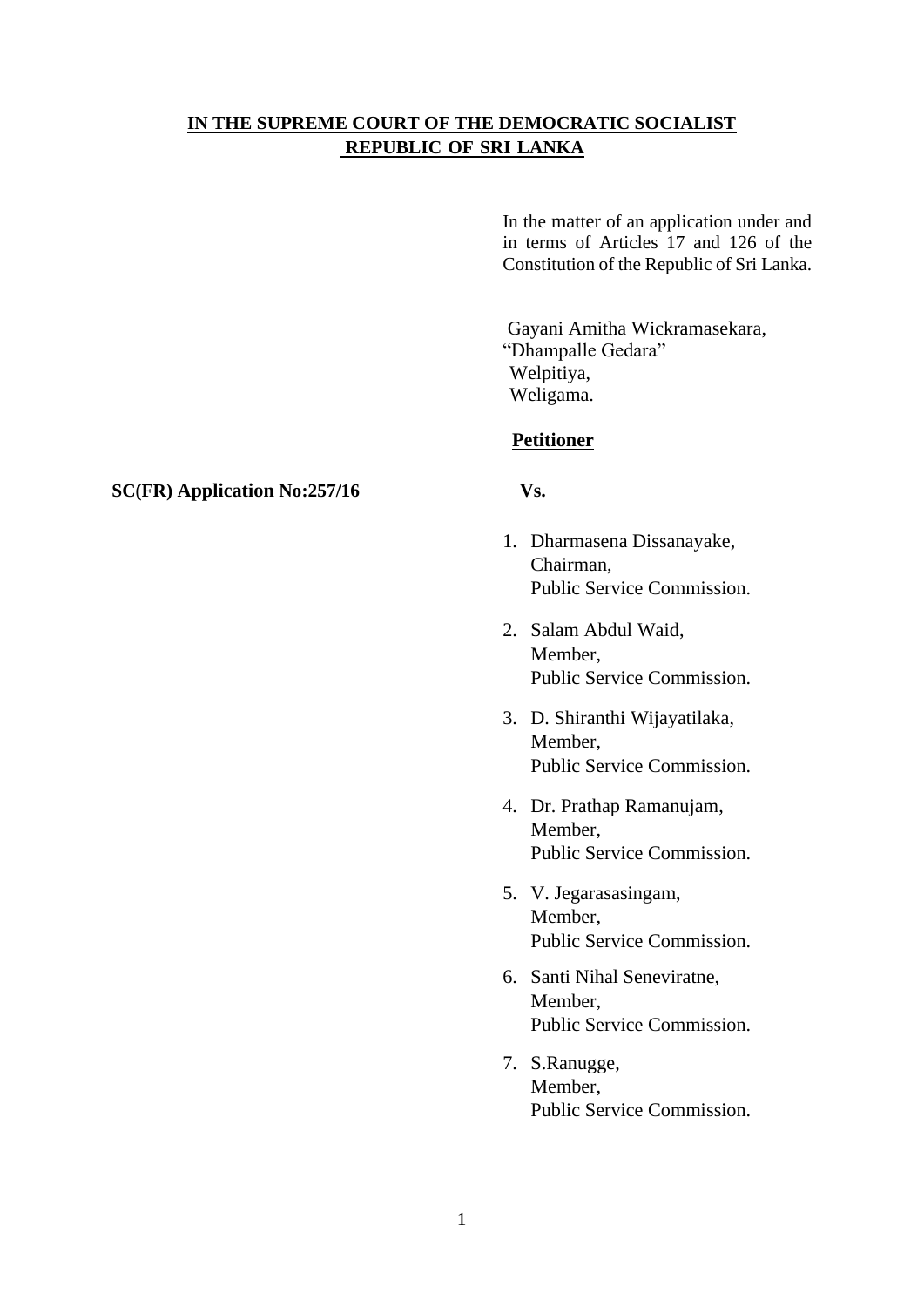**IN THE SUPREME COURT OF THE DEMOCRATIC SOCIALIST REPUBLIC OF SRI LANKA**

In the matter of an application under and in terms of Articles 17 and 126 of the Constitution of the Republic of Sri Lanka.

Gayani Amitha Wickramasekara,
"Dhampalle Gedara"
Welpitiya,
Weligama.

**Petitioner**

**SC(FR) Application No:257/16**

**Vs.**

1. Dharmasena Dissanayake,
   Chairman,
   Public Service Commission.

2. Salam Abdul Waid,
   Member,
   Public Service Commission.

3. D. Shiranthi Wijayatilaka,
   Member,
   Public Service Commission.

4. Dr. Prathap Ramanujam,
   Member,
   Public Service Commission.

5. V. Jegarasasingam,
   Member,
   Public Service Commission.

6. Santi Nihal Seneviratne,
   Member,
   Public Service Commission.

7. S.Ranugge,
   Member,
   Public Service Commission.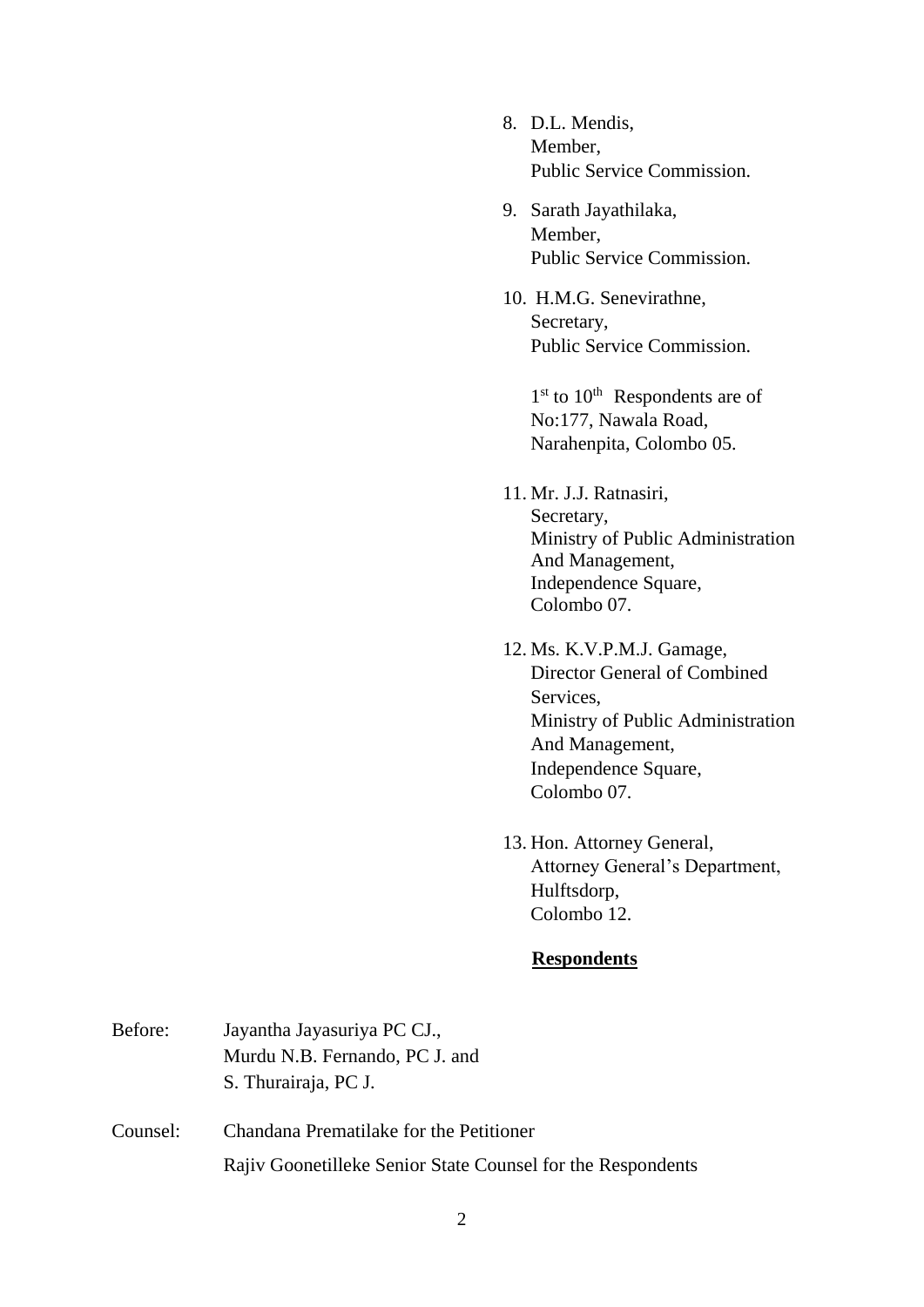8. D.L. Mendis,
   Member,
   Public Service Commission.

9. Sarath Jayathilaka,
   Member,
   Public Service Commission.

10. H.M.G. Senevirathne,
    Secretary,
    Public Service Commission.

    1st to 10th Respondents are of
    No:177, Nawala Road,
    Narahenpita, Colombo 05.

11. Mr. J.J. Ratnasiri,
    Secretary,
    Ministry of Public Administration
    And Management,
    Independence Square,
    Colombo 07.

12. Ms. K.V.P.M.J. Gamage,
    Director General of Combined
    Services,
    Ministry of Public Administration
    And Management,
    Independence Square,
    Colombo 07.

13. Hon. Attorney General,
    Attorney General's Department,
    Hulftsdorp,
    Colombo 12.

**Respondents**

Before: Jayantha Jayasuriya PC CJ.,
Murdu N.B. Fernando, PC J. and
S. Thurairaja, PC J.

Counsel: Chandana Prematilake for the Petitioner

Rajiv Goonetilleke Senior State Counsel for the Respondents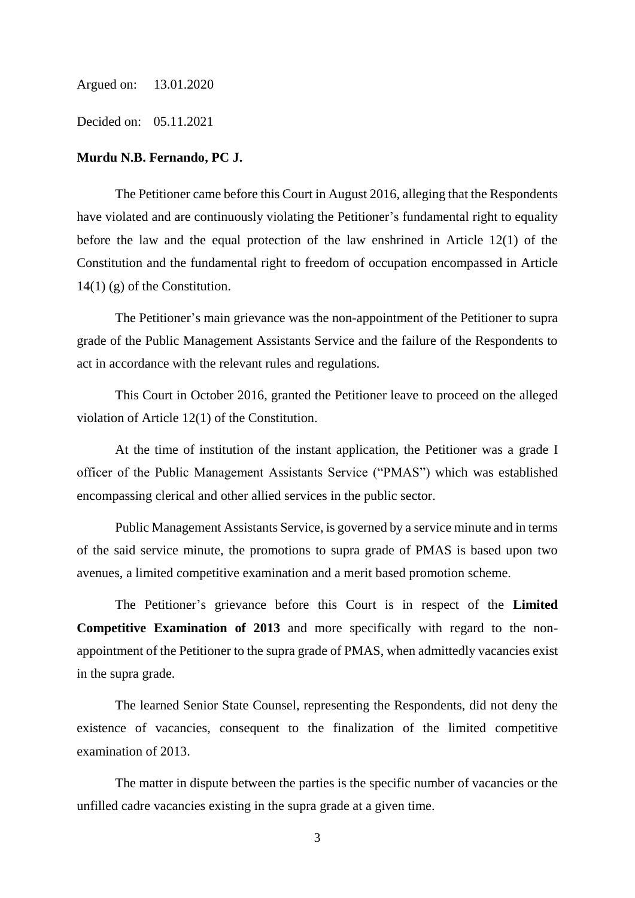Argued on: 13.01.2020

Decided on: 05.11.2021

**Murdu N.B. Fernando, PC J.**

The Petitioner came before this Court in August 2016, alleging that the Respondents have violated and are continuously violating the Petitioner's fundamental right to equality before the law and the equal protection of the law enshrined in Article 12(1) of the Constitution and the fundamental right to freedom of occupation encompassed in Article 14(1) (g) of the Constitution.

The Petitioner's main grievance was the non-appointment of the Petitioner to supra grade of the Public Management Assistants Service and the failure of the Respondents to act in accordance with the relevant rules and regulations.

This Court in October 2016, granted the Petitioner leave to proceed on the alleged violation of Article 12(1) of the Constitution.

At the time of institution of the instant application, the Petitioner was a grade I officer of the Public Management Assistants Service ("PMAS") which was established encompassing clerical and other allied services in the public sector.

Public Management Assistants Service, is governed by a service minute and in terms of the said service minute, the promotions to supra grade of PMAS is based upon two avenues, a limited competitive examination and a merit based promotion scheme.

The Petitioner's grievance before this Court is in respect of the **Limited Competitive Examination of 2013** and more specifically with regard to the non-appointment of the Petitioner to the supra grade of PMAS, when admittedly vacancies exist in the supra grade.

The learned Senior State Counsel, representing the Respondents, did not deny the existence of vacancies, consequent to the finalization of the limited competitive examination of 2013.

The matter in dispute between the parties is the specific number of vacancies or the unfilled cadre vacancies existing in the supra grade at a given time.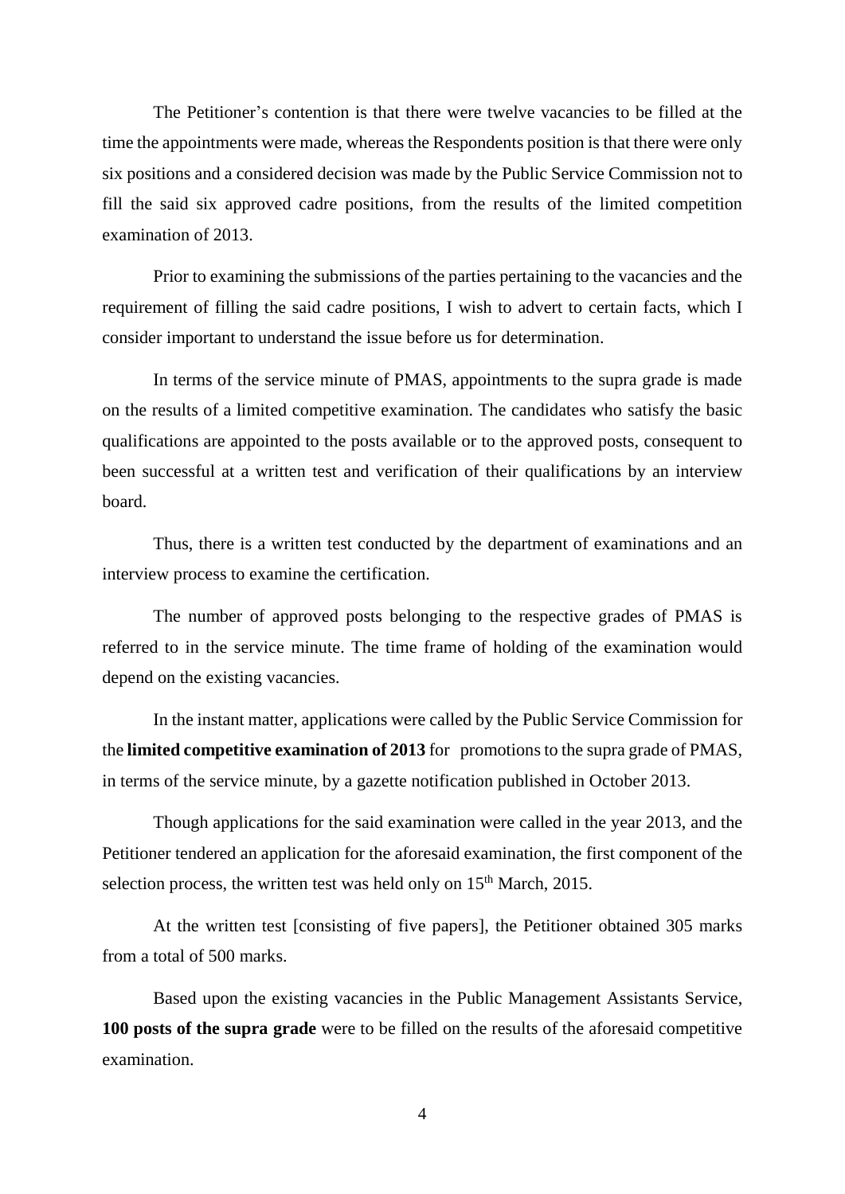The Petitioner's contention is that there were twelve vacancies to be filled at the time the appointments were made, whereas the Respondents position is that there were only six positions and a considered decision was made by the Public Service Commission not to fill the said six approved cadre positions, from the results of the limited competition examination of 2013.

Prior to examining the submissions of the parties pertaining to the vacancies and the requirement of filling the said cadre positions, I wish to advert to certain facts, which I consider important to understand the issue before us for determination.

In terms of the service minute of PMAS, appointments to the supra grade is made on the results of a limited competitive examination. The candidates who satisfy the basic qualifications are appointed to the posts available or to the approved posts, consequent to been successful at a written test and verification of their qualifications by an interview board.

Thus, there is a written test conducted by the department of examinations and an interview process to examine the certification.

The number of approved posts belonging to the respective grades of PMAS is referred to in the service minute. The time frame of holding of the examination would depend on the existing vacancies.

In the instant matter, applications were called by the Public Service Commission for the **limited competitive examination of 2013** for promotions to the supra grade of PMAS, in terms of the service minute, by a gazette notification published in October 2013.

Though applications for the said examination were called in the year 2013, and the Petitioner tendered an application for the aforesaid examination, the first component of the selection process, the written test was held only on 15th March, 2015.

At the written test [consisting of five papers], the Petitioner obtained 305 marks from a total of 500 marks.

Based upon the existing vacancies in the Public Management Assistants Service, **100 posts of the supra grade** were to be filled on the results of the aforesaid competitive examination.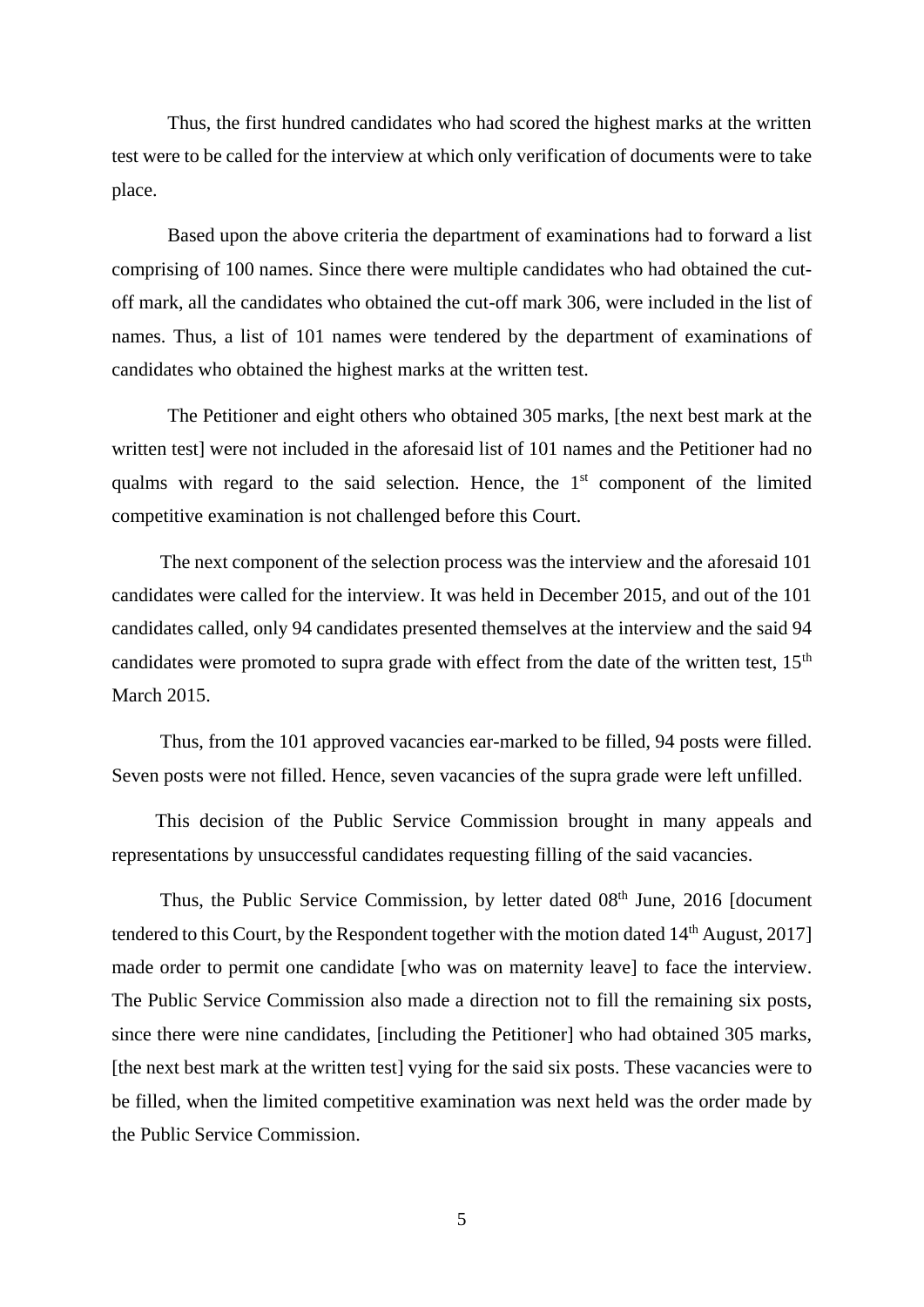Thus, the first hundred candidates who had scored the highest marks at the written test were to be called for the interview at which only verification of documents were to take place.

Based upon the above criteria the department of examinations had to forward a list comprising of 100 names. Since there were multiple candidates who had obtained the cut-off mark, all the candidates who obtained the cut-off mark 306, were included in the list of names. Thus, a list of 101 names were tendered by the department of examinations of candidates who obtained the highest marks at the written test.

The Petitioner and eight others who obtained 305 marks, [the next best mark at the written test] were not included in the aforesaid list of 101 names and the Petitioner had no qualms with regard to the said selection. Hence, the 1st component of the limited competitive examination is not challenged before this Court.

The next component of the selection process was the interview and the aforesaid 101 candidates were called for the interview. It was held in December 2015, and out of the 101 candidates called, only 94 candidates presented themselves at the interview and the said 94 candidates were promoted to supra grade with effect from the date of the written test, 15th March 2015.

Thus, from the 101 approved vacancies ear-marked to be filled, 94 posts were filled. Seven posts were not filled. Hence, seven vacancies of the supra grade were left unfilled.

This decision of the Public Service Commission brought in many appeals and representations by unsuccessful candidates requesting filling of the said vacancies.

Thus, the Public Service Commission, by letter dated 08th June, 2016 [document tendered to this Court, by the Respondent together with the motion dated 14th August, 2017] made order to permit one candidate [who was on maternity leave] to face the interview. The Public Service Commission also made a direction not to fill the remaining six posts, since there were nine candidates, [including the Petitioner] who had obtained 305 marks, [the next best mark at the written test] vying for the said six posts. These vacancies were to be filled, when the limited competitive examination was next held was the order made by the Public Service Commission.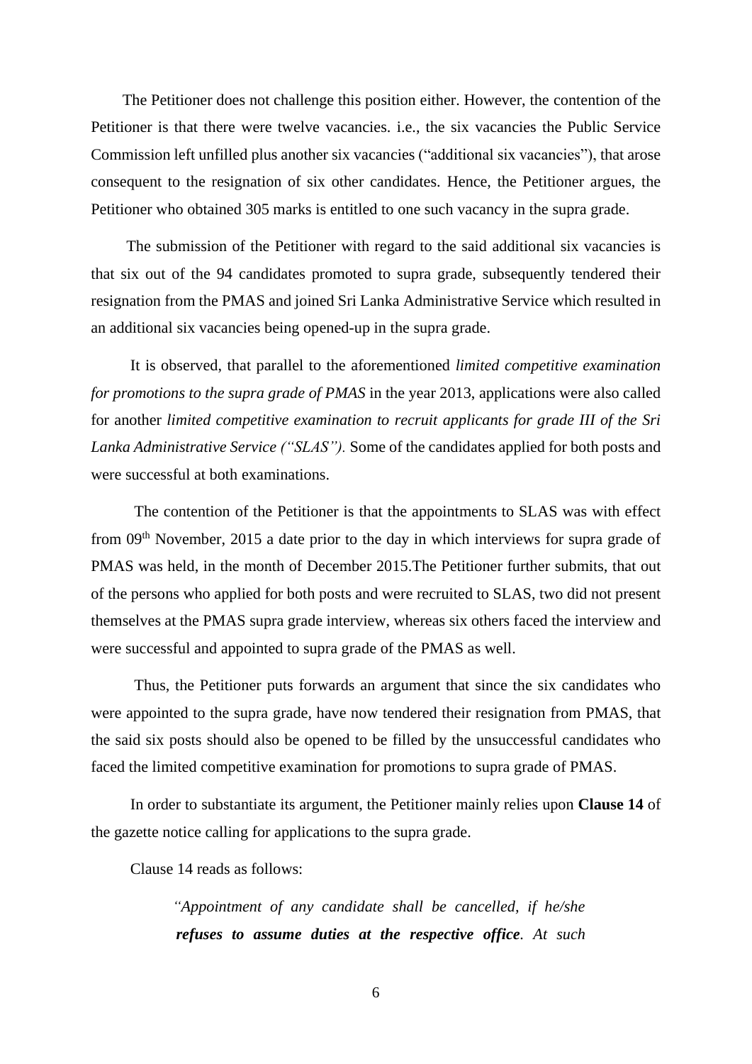The Petitioner does not challenge this position either. However, the contention of the Petitioner is that there were twelve vacancies. i.e., the six vacancies the Public Service Commission left unfilled plus another six vacancies ("additional six vacancies"), that arose consequent to the resignation of six other candidates. Hence, the Petitioner argues, the Petitioner who obtained 305 marks is entitled to one such vacancy in the supra grade.

The submission of the Petitioner with regard to the said additional six vacancies is that six out of the 94 candidates promoted to supra grade, subsequently tendered their resignation from the PMAS and joined Sri Lanka Administrative Service which resulted in an additional six vacancies being opened-up in the supra grade.

It is observed, that parallel to the aforementioned *limited competitive examination for promotions to the supra grade of PMAS* in the year 2013, applications were also called for another *limited competitive examination to recruit applicants for grade III of the Sri Lanka Administrative Service ("SLAS").* Some of the candidates applied for both posts and were successful at both examinations.

The contention of the Petitioner is that the appointments to SLAS was with effect from 09th November, 2015 a date prior to the day in which interviews for supra grade of PMAS was held, in the month of December 2015.The Petitioner further submits, that out of the persons who applied for both posts and were recruited to SLAS, two did not present themselves at the PMAS supra grade interview, whereas six others faced the interview and were successful and appointed to supra grade of the PMAS as well.

Thus, the Petitioner puts forwards an argument that since the six candidates who were appointed to the supra grade, have now tendered their resignation from PMAS, that the said six posts should also be opened to be filled by the unsuccessful candidates who faced the limited competitive examination for promotions to supra grade of PMAS.

In order to substantiate its argument, the Petitioner mainly relies upon **Clause 14** of the gazette notice calling for applications to the supra grade.

Clause 14 reads as follows:

> *"Appointment of any candidate shall be cancelled, if he/she **refuses to assume duties at the respective office**. At such*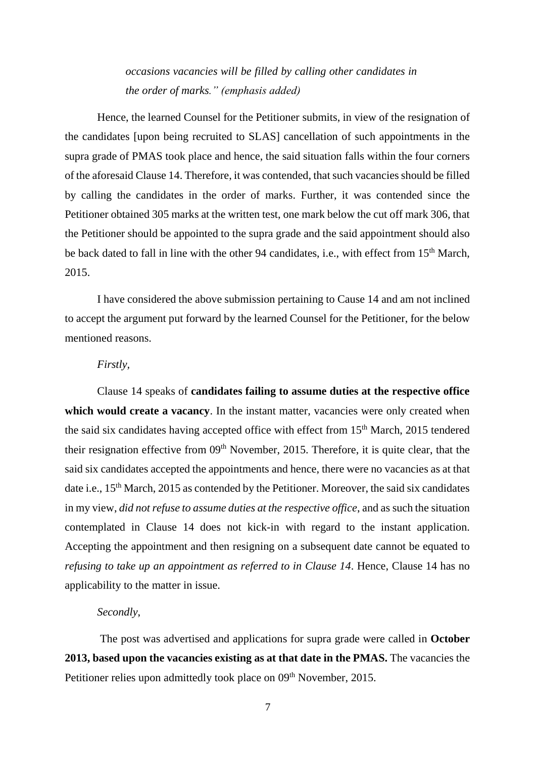> *occasions vacancies will be filled by calling other candidates in the order of marks." (emphasis added)*

Hence, the learned Counsel for the Petitioner submits, in view of the resignation of the candidates [upon being recruited to SLAS] cancellation of such appointments in the supra grade of PMAS took place and hence, the said situation falls within the four corners of the aforesaid Clause 14. Therefore, it was contended, that such vacancies should be filled by calling the candidates in the order of marks. Further, it was contended since the Petitioner obtained 305 marks at the written test, one mark below the cut off mark 306, that the Petitioner should be appointed to the supra grade and the said appointment should also be back dated to fall in line with the other 94 candidates, i.e., with effect from 15th March, 2015.

I have considered the above submission pertaining to Cause 14 and am not inclined to accept the argument put forward by the learned Counsel for the Petitioner, for the below mentioned reasons.

*Firstly,*

Clause 14 speaks of **candidates failing to assume duties at the respective office which would create a vacancy**. In the instant matter, vacancies were only created when the said six candidates having accepted office with effect from 15th March, 2015 tendered their resignation effective from 09th November, 2015. Therefore, it is quite clear, that the said six candidates accepted the appointments and hence, there were no vacancies as at that date i.e., 15th March, 2015 as contended by the Petitioner. Moreover, the said six candidates in my view, *did not refuse to assume duties at the respective office*, and as such the situation contemplated in Clause 14 does not kick-in with regard to the instant application. Accepting the appointment and then resigning on a subsequent date cannot be equated to *refusing to take up an appointment as referred to in Clause 14*. Hence, Clause 14 has no applicability to the matter in issue.

*Secondly,*

The post was advertised and applications for supra grade were called in **October 2013, based upon the vacancies existing as at that date in the PMAS.** The vacancies the Petitioner relies upon admittedly took place on 09th November, 2015.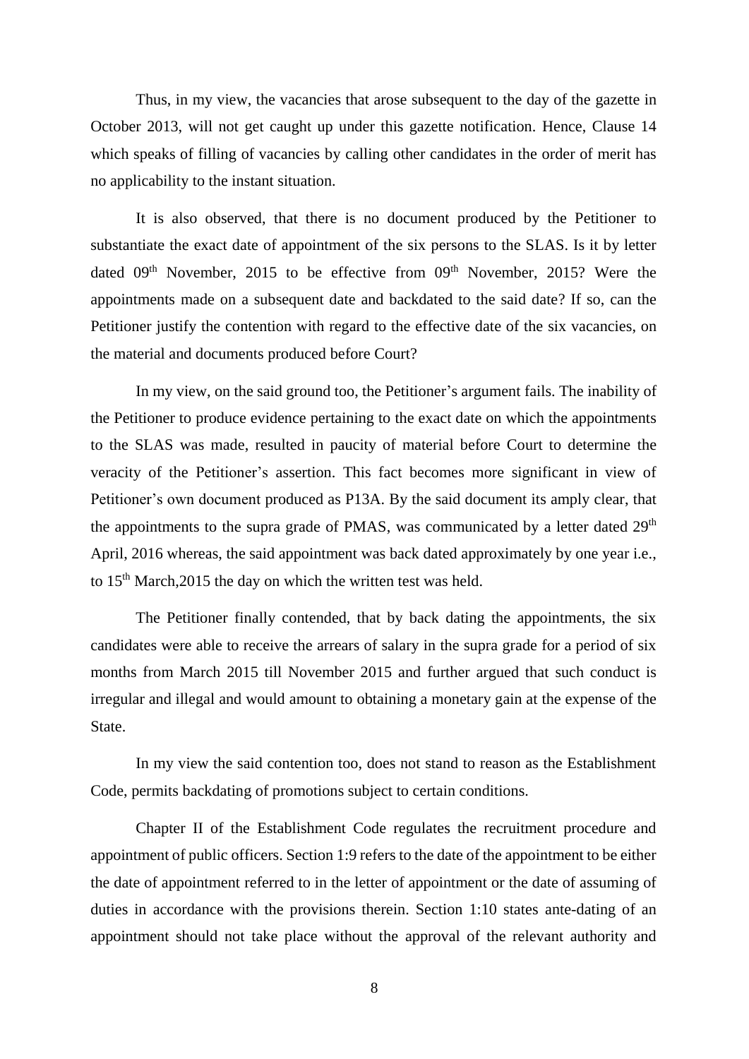Thus, in my view, the vacancies that arose subsequent to the day of the gazette in October 2013, will not get caught up under this gazette notification. Hence, Clause 14 which speaks of filling of vacancies by calling other candidates in the order of merit has no applicability to the instant situation.

It is also observed, that there is no document produced by the Petitioner to substantiate the exact date of appointment of the six persons to the SLAS. Is it by letter dated 09th November, 2015 to be effective from 09th November, 2015? Were the appointments made on a subsequent date and backdated to the said date? If so, can the Petitioner justify the contention with regard to the effective date of the six vacancies, on the material and documents produced before Court?

In my view, on the said ground too, the Petitioner's argument fails. The inability of the Petitioner to produce evidence pertaining to the exact date on which the appointments to the SLAS was made, resulted in paucity of material before Court to determine the veracity of the Petitioner's assertion. This fact becomes more significant in view of Petitioner's own document produced as P13A. By the said document its amply clear, that the appointments to the supra grade of PMAS, was communicated by a letter dated 29th April, 2016 whereas, the said appointment was back dated approximately by one year i.e., to 15th March,2015 the day on which the written test was held.

The Petitioner finally contended, that by back dating the appointments, the six candidates were able to receive the arrears of salary in the supra grade for a period of six months from March 2015 till November 2015 and further argued that such conduct is irregular and illegal and would amount to obtaining a monetary gain at the expense of the State.

In my view the said contention too, does not stand to reason as the Establishment Code, permits backdating of promotions subject to certain conditions.

Chapter II of the Establishment Code regulates the recruitment procedure and appointment of public officers. Section 1:9 refers to the date of the appointment to be either the date of appointment referred to in the letter of appointment or the date of assuming of duties in accordance with the provisions therein. Section 1:10 states ante-dating of an appointment should not take place without the approval of the relevant authority and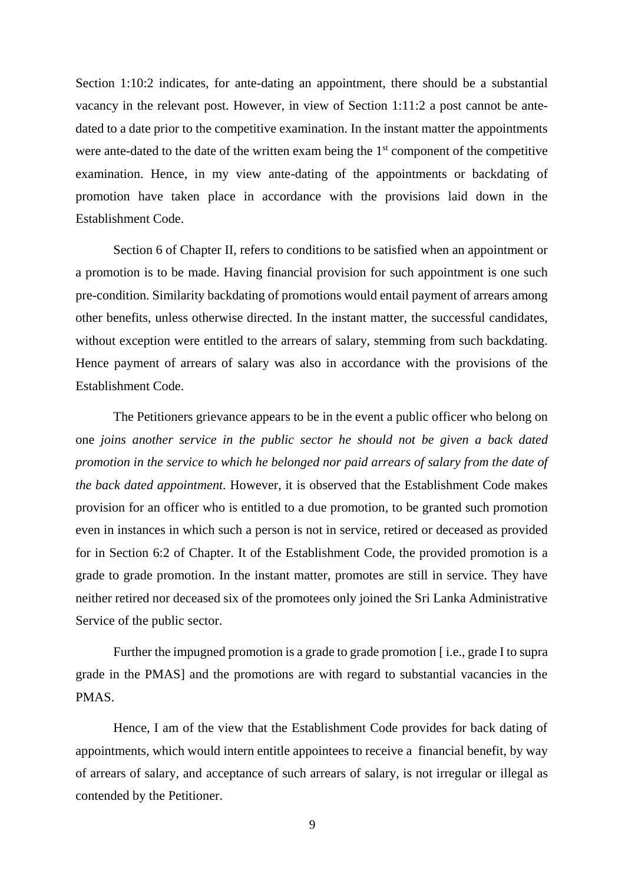Section 1:10:2 indicates, for ante-dating an appointment, there should be a substantial vacancy in the relevant post. However, in view of Section 1:11:2 a post cannot be ante-dated to a date prior to the competitive examination. In the instant matter the appointments were ante-dated to the date of the written exam being the 1st component of the competitive examination. Hence, in my view ante-dating of the appointments or backdating of promotion have taken place in accordance with the provisions laid down in the Establishment Code.

Section 6 of Chapter II, refers to conditions to be satisfied when an appointment or a promotion is to be made. Having financial provision for such appointment is one such pre-condition. Similarity backdating of promotions would entail payment of arrears among other benefits, unless otherwise directed. In the instant matter, the successful candidates, without exception were entitled to the arrears of salary, stemming from such backdating. Hence payment of arrears of salary was also in accordance with the provisions of the Establishment Code.

The Petitioners grievance appears to be in the event a public officer who belong on one *joins another service in the public sector he should not be given a back dated promotion in the service to which he belonged nor paid arrears of salary from the date of the back dated appointment*. However, it is observed that the Establishment Code makes provision for an officer who is entitled to a due promotion, to be granted such promotion even in instances in which such a person is not in service, retired or deceased as provided for in Section 6:2 of Chapter. It of the Establishment Code, the provided promotion is a grade to grade promotion. In the instant matter, promotes are still in service. They have neither retired nor deceased six of the promotees only joined the Sri Lanka Administrative Service of the public sector.

Further the impugned promotion is a grade to grade promotion [ i.e., grade I to supra grade in the PMAS] and the promotions are with regard to substantial vacancies in the PMAS.

Hence, I am of the view that the Establishment Code provides for back dating of appointments, which would intern entitle appointees to receive a financial benefit, by way of arrears of salary, and acceptance of such arrears of salary, is not irregular or illegal as contended by the Petitioner.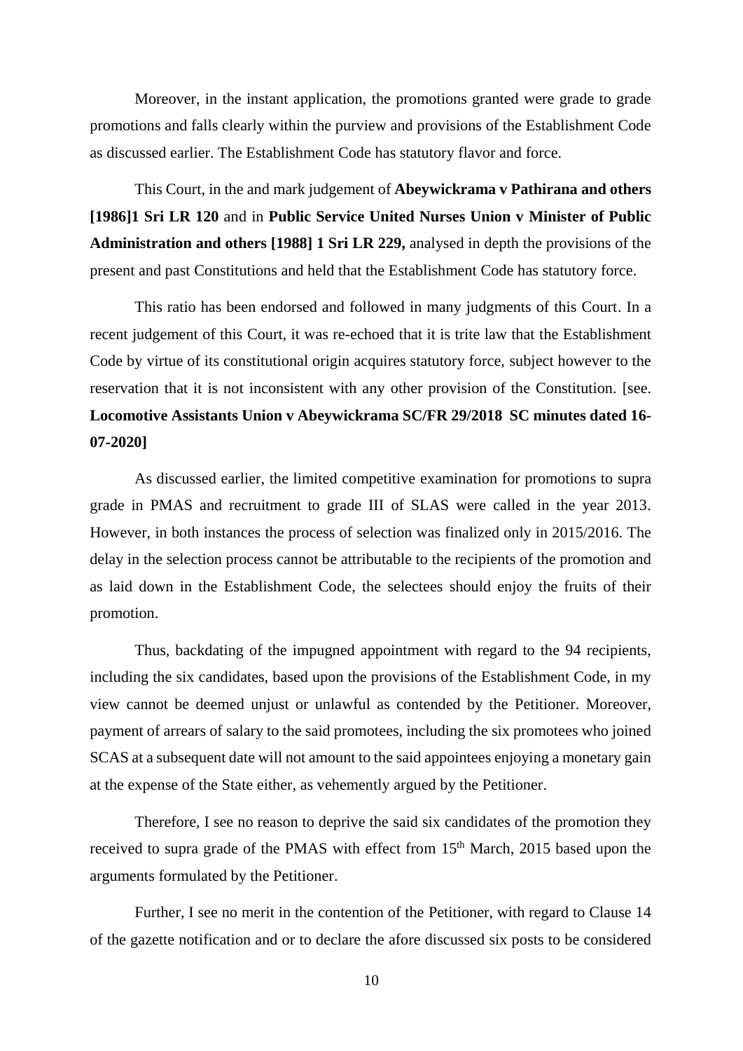Moreover, in the instant application, the promotions granted were grade to grade promotions and falls clearly within the purview and provisions of the Establishment Code as discussed earlier. The Establishment Code has statutory flavor and force.

This Court, in the and mark judgement of **Abeywickrama v Pathirana and others [1986]1 Sri LR 120** and in **Public Service United Nurses Union v Minister of Public Administration and others [1988] 1 Sri LR 229,** analysed in depth the provisions of the present and past Constitutions and held that the Establishment Code has statutory force.

This ratio has been endorsed and followed in many judgments of this Court. In a recent judgement of this Court, it was re-echoed that it is trite law that the Establishment Code by virtue of its constitutional origin acquires statutory force, subject however to the reservation that it is not inconsistent with any other provision of the Constitution. [see. **Locomotive Assistants Union v Abeywickrama SC/FR 29/2018 SC minutes dated 16-07-2020]**

As discussed earlier, the limited competitive examination for promotions to supra grade in PMAS and recruitment to grade III of SLAS were called in the year 2013. However, in both instances the process of selection was finalized only in 2015/2016. The delay in the selection process cannot be attributable to the recipients of the promotion and as laid down in the Establishment Code, the selectees should enjoy the fruits of their promotion.

Thus, backdating of the impugned appointment with regard to the 94 recipients, including the six candidates, based upon the provisions of the Establishment Code, in my view cannot be deemed unjust or unlawful as contended by the Petitioner. Moreover, payment of arrears of salary to the said promotees, including the six promotees who joined SCAS at a subsequent date will not amount to the said appointees enjoying a monetary gain at the expense of the State either, as vehemently argued by the Petitioner.

Therefore, I see no reason to deprive the said six candidates of the promotion they received to supra grade of the PMAS with effect from 15th March, 2015 based upon the arguments formulated by the Petitioner.

Further, I see no merit in the contention of the Petitioner, with regard to Clause 14 of the gazette notification and or to declare the afore discussed six posts to be considered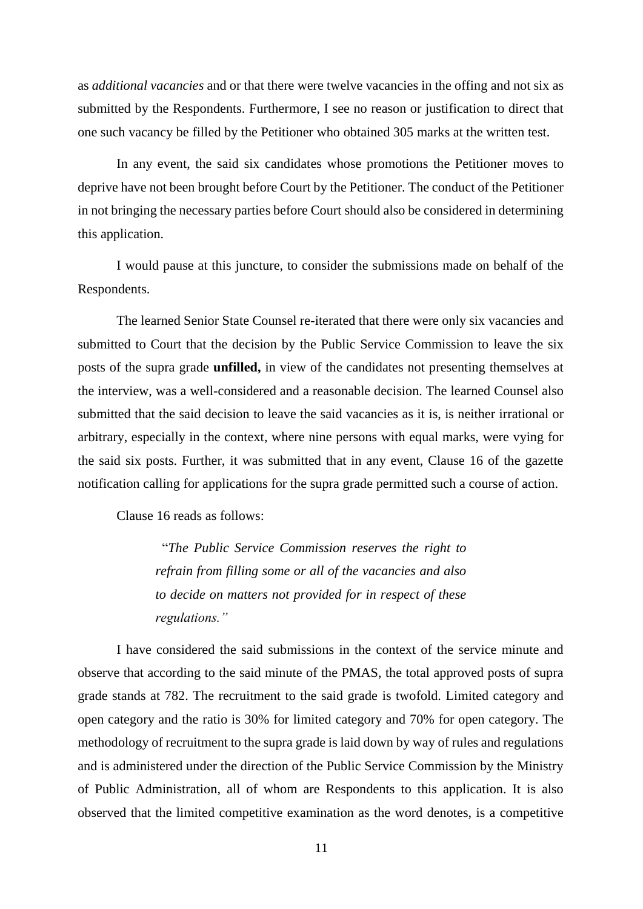as *additional vacancies* and or that there were twelve vacancies in the offing and not six as submitted by the Respondents. Furthermore, I see no reason or justification to direct that one such vacancy be filled by the Petitioner who obtained 305 marks at the written test.

In any event, the said six candidates whose promotions the Petitioner moves to deprive have not been brought before Court by the Petitioner. The conduct of the Petitioner in not bringing the necessary parties before Court should also be considered in determining this application.

I would pause at this juncture, to consider the submissions made on behalf of the Respondents.

The learned Senior State Counsel re-iterated that there were only six vacancies and submitted to Court that the decision by the Public Service Commission to leave the six posts of the supra grade **unfilled,** in view of the candidates not presenting themselves at the interview, was a well-considered and a reasonable decision. The learned Counsel also submitted that the said decision to leave the said vacancies as it is, is neither irrational or arbitrary, especially in the context, where nine persons with equal marks, were vying for the said six posts. Further, it was submitted that in any event, Clause 16 of the gazette notification calling for applications for the supra grade permitted such a course of action.

Clause 16 reads as follows:

> "*The Public Service Commission reserves the right to refrain from filling some or all of the vacancies and also to decide on matters not provided for in respect of these regulations.*"

I have considered the said submissions in the context of the service minute and observe that according to the said minute of the PMAS, the total approved posts of supra grade stands at 782. The recruitment to the said grade is twofold. Limited category and open category and the ratio is 30% for limited category and 70% for open category. The methodology of recruitment to the supra grade is laid down by way of rules and regulations and is administered under the direction of the Public Service Commission by the Ministry of Public Administration, all of whom are Respondents to this application. It is also observed that the limited competitive examination as the word denotes, is a competitive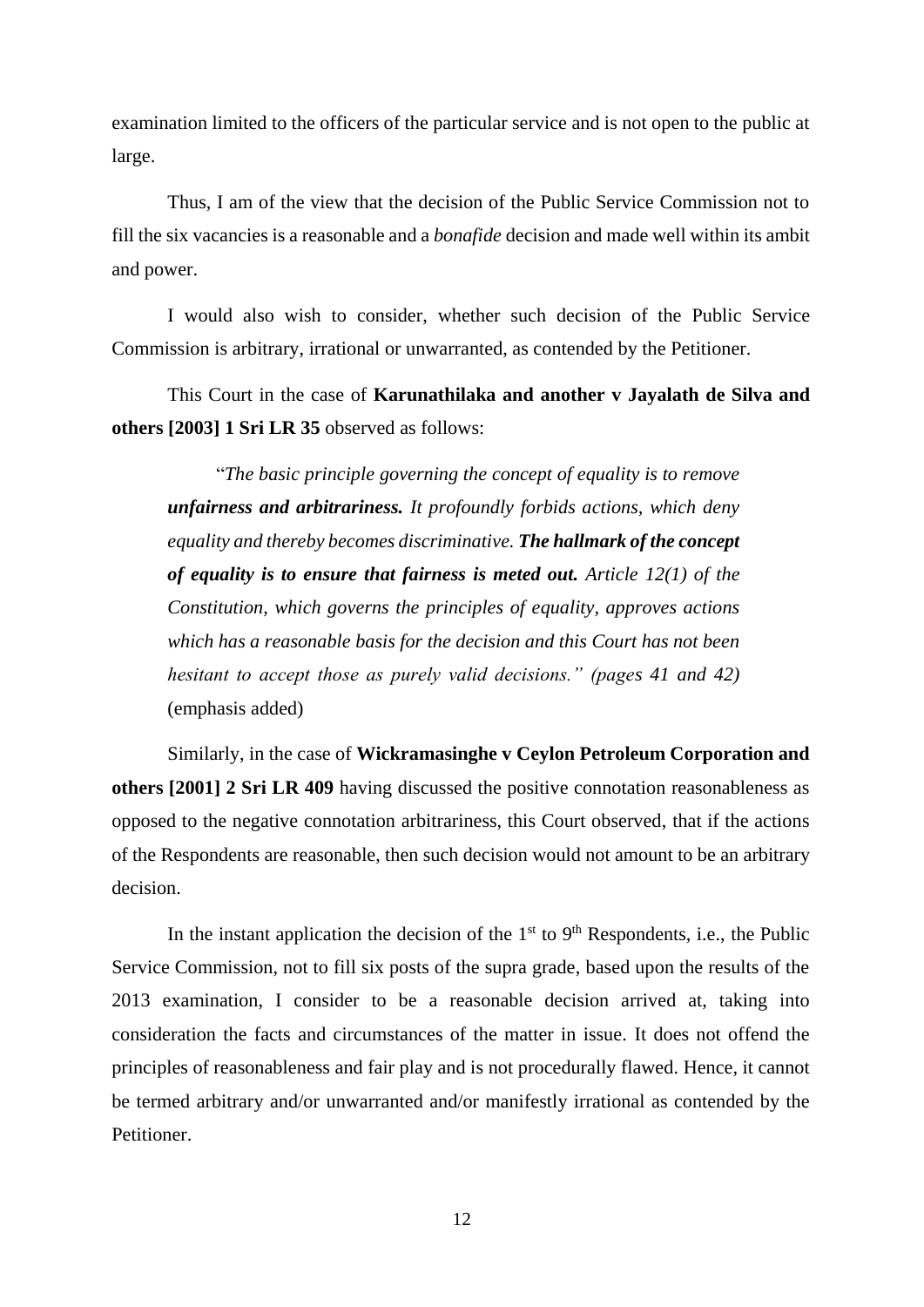examination limited to the officers of the particular service and is not open to the public at large.

Thus, I am of the view that the decision of the Public Service Commission not to fill the six vacancies is a reasonable and a *bonafide* decision and made well within its ambit and power.

I would also wish to consider, whether such decision of the Public Service Commission is arbitrary, irrational or unwarranted, as contended by the Petitioner.

This Court in the case of **Karunathilaka and another v Jayalath de Silva and others [2003] 1 Sri LR 35** observed as follows:

> "*The basic principle governing the concept of equality is to remove **unfairness and arbitrariness.** It profoundly forbids actions, which deny equality and thereby becomes discriminative. **The hallmark of the concept of equality is to ensure that fairness is meted out.** Article 12(1) of the Constitution, which governs the principles of equality, approves actions which has a reasonable basis for the decision and this Court has not been hesitant to accept those as purely valid decisions." (pages 41 and 42)* (emphasis added)

Similarly, in the case of **Wickramasinghe v Ceylon Petroleum Corporation and others [2001] 2 Sri LR 409** having discussed the positive connotation reasonableness as opposed to the negative connotation arbitrariness, this Court observed, that if the actions of the Respondents are reasonable, then such decision would not amount to be an arbitrary decision.

In the instant application the decision of the 1st to 9th Respondents, i.e., the Public Service Commission, not to fill six posts of the supra grade, based upon the results of the 2013 examination, I consider to be a reasonable decision arrived at, taking into consideration the facts and circumstances of the matter in issue. It does not offend the principles of reasonableness and fair play and is not procedurally flawed. Hence, it cannot be termed arbitrary and/or unwarranted and/or manifestly irrational as contended by the Petitioner.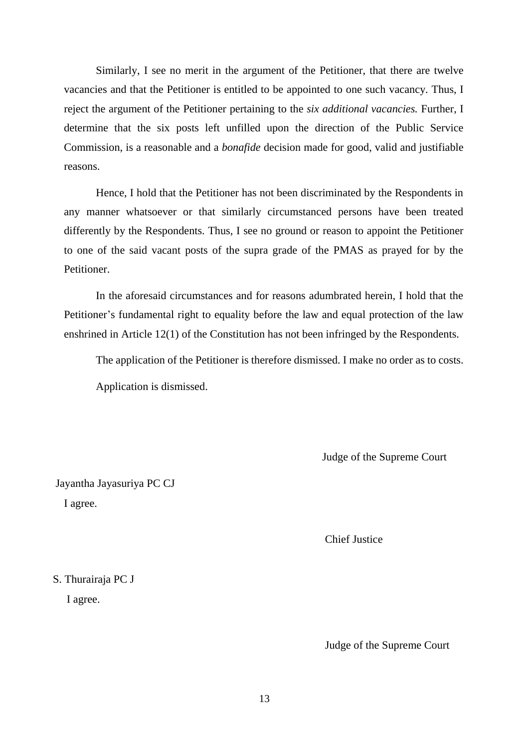Similarly, I see no merit in the argument of the Petitioner, that there are twelve vacancies and that the Petitioner is entitled to be appointed to one such vacancy. Thus, I reject the argument of the Petitioner pertaining to the *six additional vacancies.* Further, I determine that the six posts left unfilled upon the direction of the Public Service Commission, is a reasonable and a *bonafide* decision made for good, valid and justifiable reasons.

Hence, I hold that the Petitioner has not been discriminated by the Respondents in any manner whatsoever or that similarly circumstanced persons have been treated differently by the Respondents. Thus, I see no ground or reason to appoint the Petitioner to one of the said vacant posts of the supra grade of the PMAS as prayed for by the Petitioner.

In the aforesaid circumstances and for reasons adumbrated herein, I hold that the Petitioner's fundamental right to equality before the law and equal protection of the law enshrined in Article 12(1) of the Constitution has not been infringed by the Respondents.

The application of the Petitioner is therefore dismissed. I make no order as to costs.

Application is dismissed.

Judge of the Supreme Court

Jayantha Jayasuriya PC CJ

I agree.

Chief Justice

S. Thurairaja PC J

I agree.

Judge of the Supreme Court